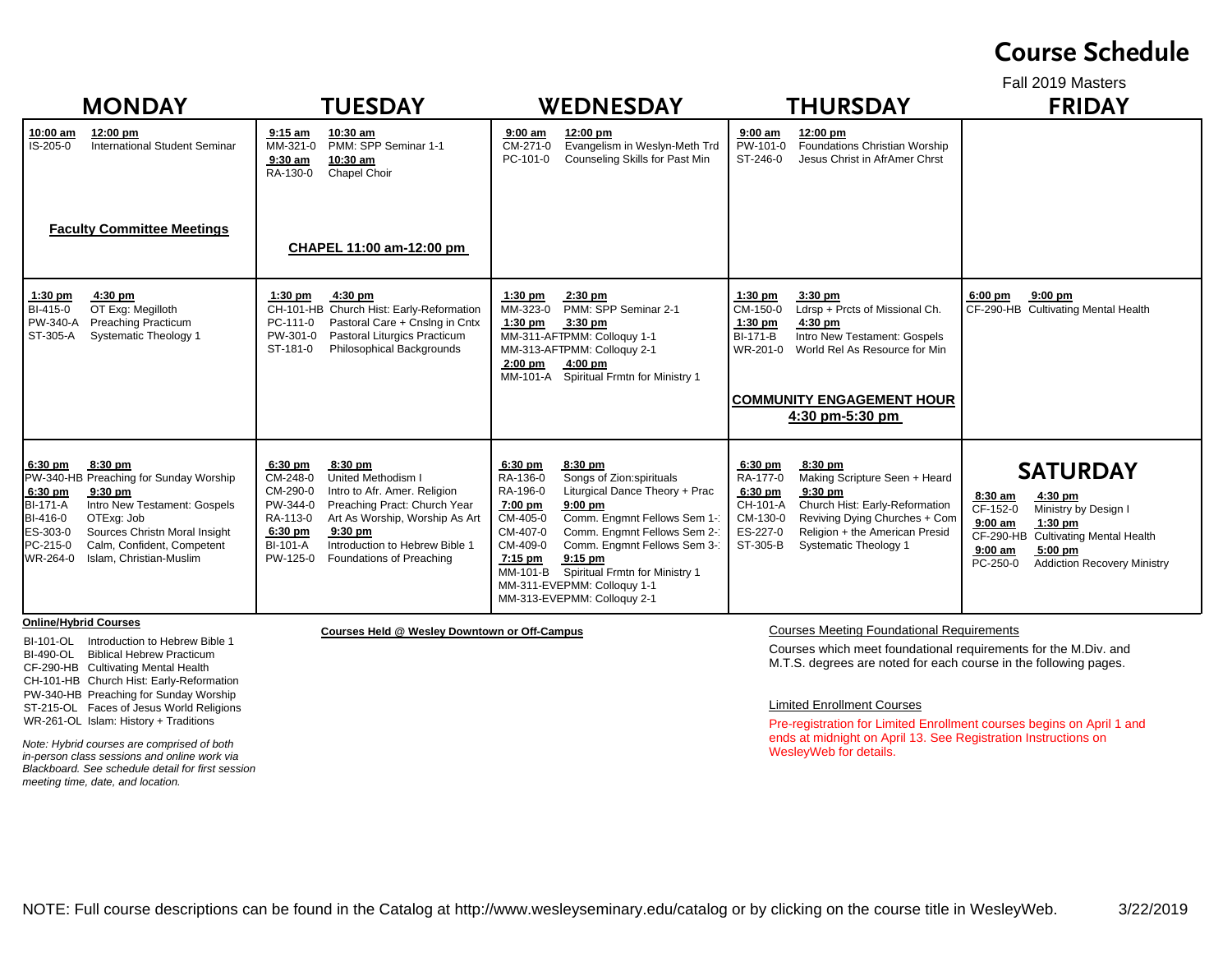# Course Schedule

Fall 2019 Masters

| MONDAY | TUESDAY | WEDNESDAY | THURSDAY | FRIDAY |
|---|---|---|---|---|
| **10:00 am – 12:00 pm**<br>IS-205-0 International Student Seminar<br><br>**Faculty Committee Meetings** | **9:15 am – 10:30 am**<br>MM-321-0 PMM: SPP Seminar 1-1<br>**9:30 am – 10:30 am**<br>RA-130-0 Chapel Choir<br><br>**CHAPEL 11:00 am-12:00 pm** | **9:00 am – 12:00 pm**<br>CM-271-0 Evangelism in Weslyn-Meth Trd<br>PC-101-0 Counseling Skills for Past Min | **9:00 am – 12:00 pm**<br>PW-101-0 Foundations Christian Worship<br>ST-246-0 Jesus Christ in AfrAmer Chrst | |
| **1:30 pm – 4:30 pm**<br>BI-415-0 OT Exg: Megilloth<br>PW-340-A Preaching Practicum<br>ST-305-A Systematic Theology 1 | **1:30 pm – 4:30 pm**<br>CH-101-HB Church Hist: Early-Reformation<br>PC-111-0 Pastoral Care + Cnslng in Cntx<br>PW-301-0 Pastoral Liturgics Practicum<br>ST-181-0 Philosophical Backgrounds | **1:30 pm – 2:30 pm**<br>MM-323-0 PMM: SPP Seminar 2-1<br>**1:30 pm – 3:30 pm**<br>MM-311-AFTPMM: Colloquy 1-1<br>MM-313-AFTPMM: Colloquy 2-1<br>**2:00 pm – 4:00 pm**<br>MM-101-A Spiritual Frmtn for Ministry 1 | **1:30 pm – 3:30 pm**<br>CM-150-0 Ldrsp + Prcts of Missional Ch.<br>**1:30 pm – 4:30 pm**<br>BI-171-B Intro New Testament: Gospels<br>WR-201-0 World Rel As Resource for Min<br><br>**COMMUNITY ENGAGEMENT HOUR 4:30 pm-5:30 pm** | **6:00 pm – 9:00 pm**<br>CF-290-HB Cultivating Mental Health |
| **6:30 pm – 8:30 pm**<br>PW-340-HB Preaching for Sunday Worship<br>**6:30 pm – 9:30 pm**<br>BI-171-A Intro New Testament: Gospels<br>BI-416-0 OTExg: Job<br>ES-303-0 Sources Christn Moral Insight<br>PC-215-0 Calm, Confident, Competent<br>WR-264-0 Islam, Christian-Muslim | **6:30 pm – 8:30 pm**<br>CM-248-0 United Methodism I<br>CM-290-0 Intro to Afr. Amer. Religion<br>PW-344-0 Preaching Pract: Church Year<br>RA-113-0 Art As Worship, Worship As Art<br>**6:30 pm – 9:30 pm**<br>BI-101-A Introduction to Hebrew Bible 1<br>PW-125-0 Foundations of Preaching | **6:30 pm – 8:30 pm**<br>RA-136-0 Songs of Zion:spirituals<br>RA-196-0 Liturgical Dance Theory + Prac<br>**7:00 pm – 9:00 pm**<br>CM-405-0 Comm. Engmnt Fellows Sem 1-1<br>CM-407-0 Comm. Engmnt Fellows Sem 2-1<br>CM-409-0 Comm. Engmnt Fellows Sem 3-1<br>**7:15 pm – 9:15 pm**<br>MM-101-B Spiritual Frmtn for Ministry 1<br>MM-311-EVEPMM: Colloquy 1-1<br>MM-313-EVEPMM: Colloquy 2-1 | **6:30 pm – 8:30 pm**<br>RA-177-0 Making Scripture Seen + Heard<br>**6:30 pm – 9:30 pm**<br>CH-101-A Church Hist: Early-Reformation<br>CM-130-0 Reviving Dying Churches + Com<br>ES-227-0 Religion + the American Presid<br>ST-305-B Systematic Theology 1 | **SATURDAY**<br>**8:30 am – 4:30 pm**<br>CF-152-0 Ministry by Design I<br>**9:00 am – 1:30 pm**<br>CF-290-HB Cultivating Mental Health<br>**9:00 am – 5:00 pm**<br>PC-250-0 Addiction Recovery Ministry |

**Online/Hybrid Courses**

- BI-101-OL Introduction to Hebrew Bible 1
- BI-490-OL Biblical Hebrew Practicum
- CF-290-HB Cultivating Mental Health
- CH-101-HB Church Hist: Early-Reformation
- PW-340-HB Preaching for Sunday Worship
- ST-215-OL Faces of Jesus World Religions
- WR-261-OL Islam: History + Traditions

*Note: Hybrid courses are comprised of both in-person class sessions and online work via Blackboard. See schedule detail for first session meeting time, date, and location.*

**Courses Held @ Wesley Downtown or Off-Campus**

Courses Meeting Foundational Requirements

Courses which meet foundational requirements for the M.Div. and M.T.S. degrees are noted for each course in the following pages.

Limited Enrollment Courses

Pre-registration for Limited Enrollment courses begins on April 1 and ends at midnight on April 13. See Registration Instructions on WesleyWeb for details.

NOTE: Full course descriptions can be found in the Catalog at http://www.wesleyseminary.edu/catalog or by clicking on the course title in WesleyWeb.

3/22/2019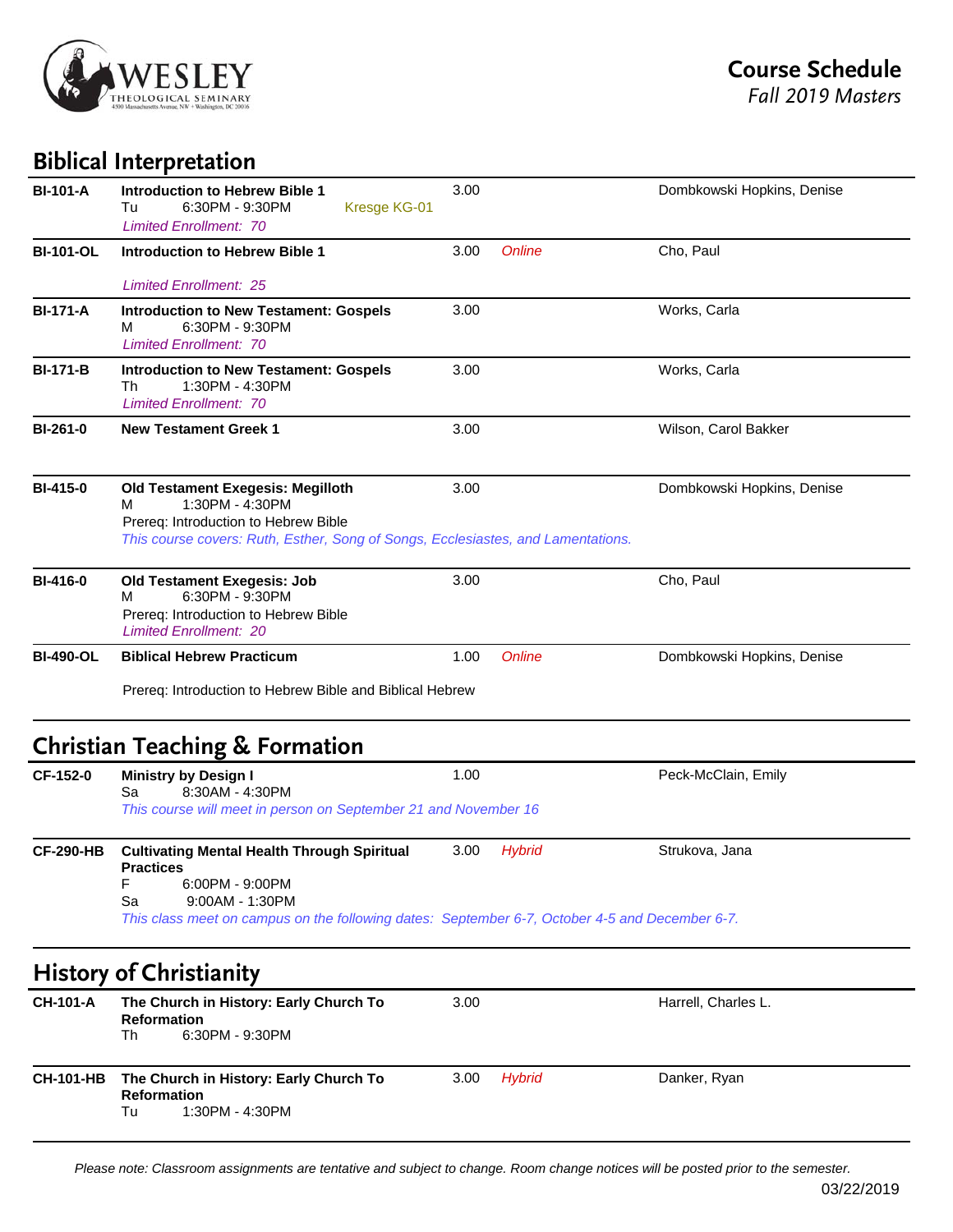# Course Schedule
*Fall 2019 Masters*

## Biblical Interpretation

| Course | Title / Details | Credits | Format | Instructor |
|---|---|---|---|---|
| **BI-101-A** | **Introduction to Hebrew Bible 1**<br>Tu 6:30PM - 9:30PM Kresge KG-01<br>*Limited Enrollment: 70* | 3.00 | | Dombkowski Hopkins, Denise |
| **BI-101-OL** | **Introduction to Hebrew Bible 1**<br>*Limited Enrollment: 25* | 3.00 | *Online* | Cho, Paul |
| **BI-171-A** | **Introduction to New Testament: Gospels**<br>M 6:30PM - 9:30PM<br>*Limited Enrollment: 70* | 3.00 | | Works, Carla |
| **BI-171-B** | **Introduction to New Testament: Gospels**<br>Th 1:30PM - 4:30PM<br>*Limited Enrollment: 70* | 3.00 | | Works, Carla |
| **BI-261-0** | **New Testament Greek 1** | 3.00 | | Wilson, Carol Bakker |
| **BI-415-0** | **Old Testament Exegesis: Megilloth**<br>M 1:30PM - 4:30PM<br>Prereq: Introduction to Hebrew Bible<br>*This course covers: Ruth, Esther, Song of Songs, Ecclesiastes, and Lamentations.* | 3.00 | | Dombkowski Hopkins, Denise |
| **BI-416-0** | **Old Testament Exegesis: Job**<br>M 6:30PM - 9:30PM<br>Prereq: Introduction to Hebrew Bible<br>*Limited Enrollment: 20* | 3.00 | | Cho, Paul |
| **BI-490-OL** | **Biblical Hebrew Practicum**<br>Prereq: Introduction to Hebrew Bible and Biblical Hebrew | 1.00 | *Online* | Dombkowski Hopkins, Denise |

## Christian Teaching & Formation

| Course | Title / Details | Credits | Format | Instructor |
|---|---|---|---|---|
| **CF-152-0** | **Ministry by Design I**<br>Sa 8:30AM - 4:30PM<br>*This course will meet in person on September 21 and November 16* | 1.00 | | Peck-McClain, Emily |
| **CF-290-HB** | **Cultivating Mental Health Through Spiritual Practices**<br>F 6:00PM - 9:00PM<br>Sa 9:00AM - 1:30PM<br>*This class meet on campus on the following dates: September 6-7, October 4-5 and December 6-7.* | 3.00 | *Hybrid* | Strukova, Jana |

## History of Christianity

| Course | Title / Details | Credits | Format | Instructor |
|---|---|---|---|---|
| **CH-101-A** | **The Church in History: Early Church To Reformation**<br>Th 6:30PM - 9:30PM | 3.00 | | Harrell, Charles L. |
| **CH-101-HB** | **The Church in History: Early Church To Reformation**<br>Tu 1:30PM - 4:30PM | 3.00 | *Hybrid* | Danker, Ryan |

*Please note: Classroom assignments are tentative and subject to change. Room change notices will be posted prior to the semester.*

03/22/2019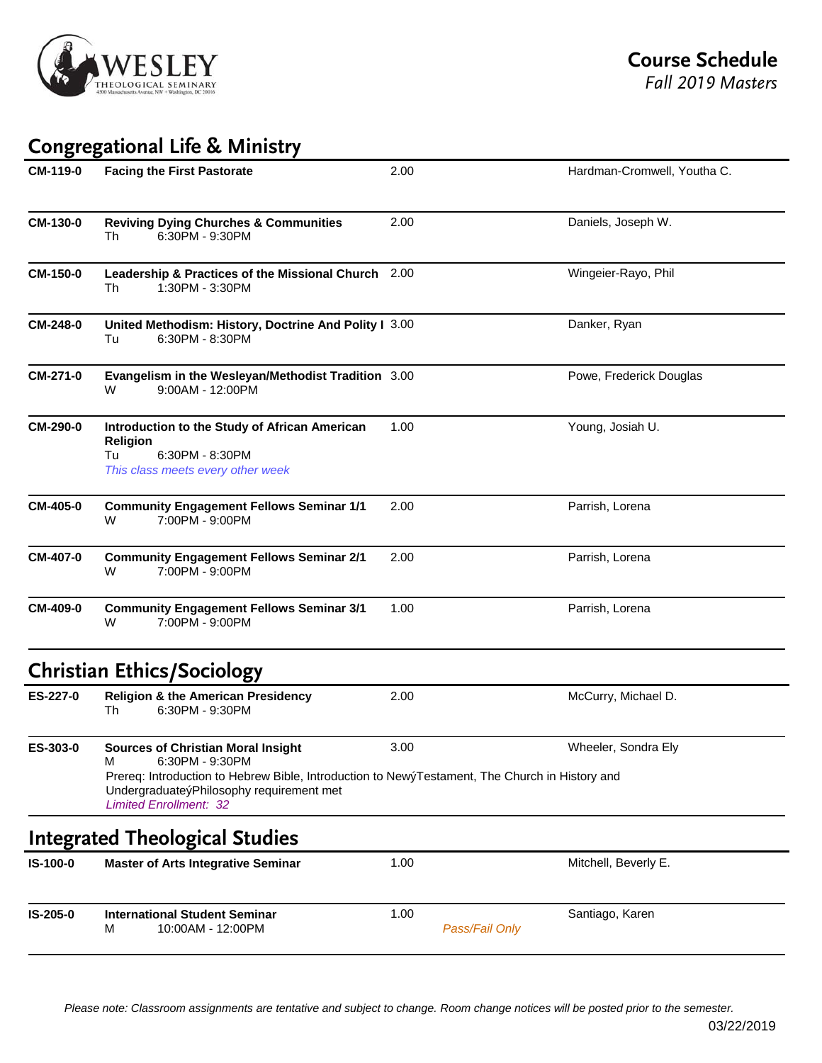# Course Schedule
*Fall 2019 Masters*

## Congregational Life & Ministry

| Course | Title / Schedule | Credits | Instructor |
|---|---|---|---|
| CM-119-0 | **Facing the First Pastorate** | 2.00 | Hardman-Cromwell, Youtha C. |
| CM-130-0 | **Reviving Dying Churches & Communities**<br>Th 6:30PM - 9:30PM | 2.00 | Daniels, Joseph W. |
| CM-150-0 | **Leadership & Practices of the Missional Church**<br>Th 1:30PM - 3:30PM | 2.00 | Wingeier-Rayo, Phil |
| CM-248-0 | **United Methodism: History, Doctrine And Polity I**<br>Tu 6:30PM - 8:30PM | 3.00 | Danker, Ryan |
| CM-271-0 | **Evangelism in the Wesleyan/Methodist Tradition**<br>W 9:00AM - 12:00PM | 3.00 | Powe, Frederick Douglas |
| CM-290-0 | **Introduction to the Study of African American Religion**<br>Tu 6:30PM - 8:30PM<br>*This class meets every other week* | 1.00 | Young, Josiah U. |
| CM-405-0 | **Community Engagement Fellows Seminar 1/1**<br>W 7:00PM - 9:00PM | 2.00 | Parrish, Lorena |
| CM-407-0 | **Community Engagement Fellows Seminar 2/1**<br>W 7:00PM - 9:00PM | 2.00 | Parrish, Lorena |
| CM-409-0 | **Community Engagement Fellows Seminar 3/1**<br>W 7:00PM - 9:00PM | 1.00 | Parrish, Lorena |

## Christian Ethics/Sociology

| Course | Title / Schedule | Credits | Instructor |
|---|---|---|---|
| ES-227-0 | **Religion & the American Presidency**<br>Th 6:30PM - 9:30PM | 2.00 | McCurry, Michael D. |
| ES-303-0 | **Sources of Christian Moral Insight**<br>M 6:30PM - 9:30PM<br>Prereq: Introduction to Hebrew Bible, Introduction to NewýTestament, The Church in History and UndergraduateýPhilosophy requirement met<br>*Limited Enrollment: 32* | 3.00 | Wheeler, Sondra Ely |

## Integrated Theological Studies

| Course | Title / Schedule | Credits | Instructor |
|---|---|---|---|
| IS-100-0 | **Master of Arts Integrative Seminar** | 1.00 | Mitchell, Beverly E. |
| IS-205-0 | **International Student Seminar**<br>M 10:00AM - 12:00PM | 1.00 *Pass/Fail Only* | Santiago, Karen |

*Please note: Classroom assignments are tentative and subject to change. Room change notices will be posted prior to the semester.*

03/22/2019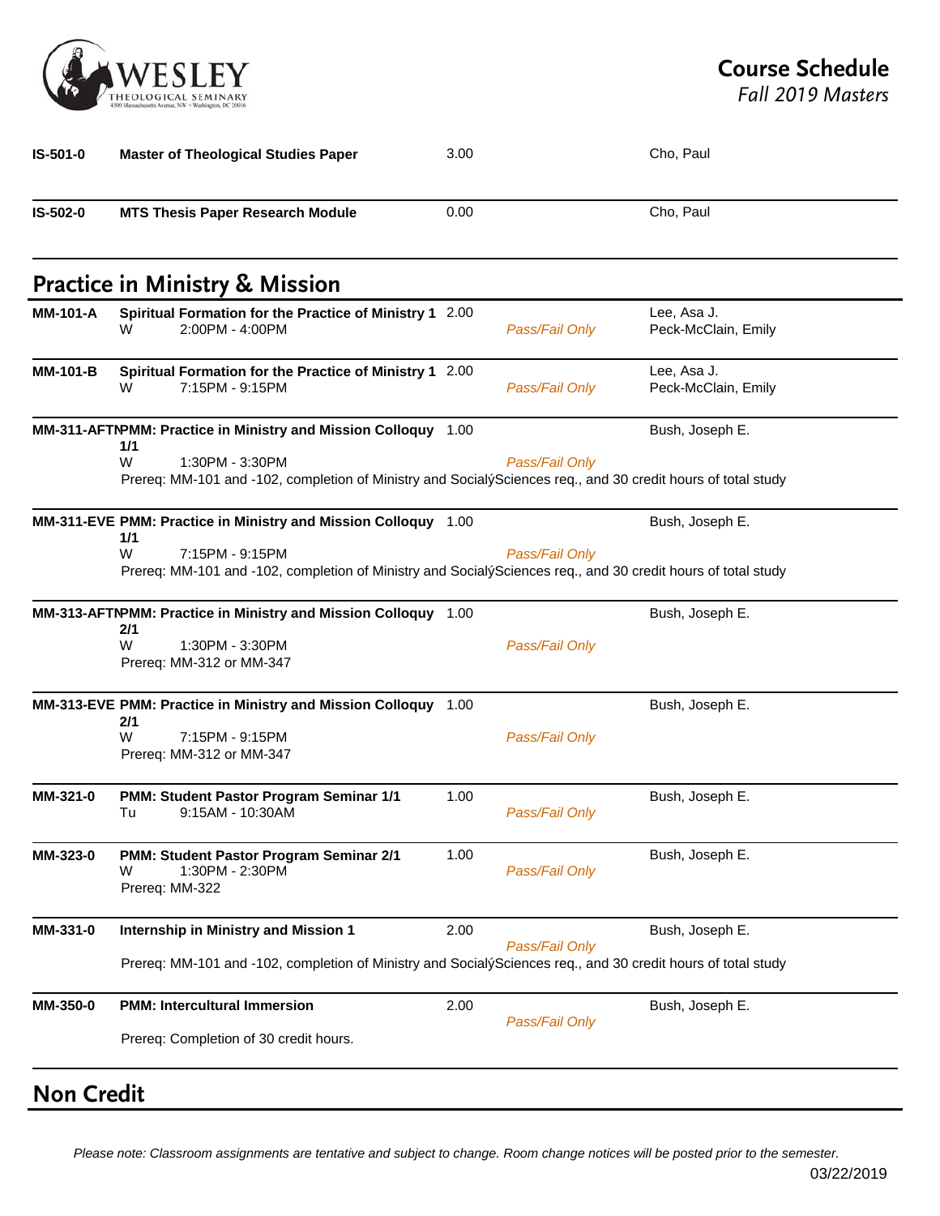| | | | | |
|---|---|---|---|---|
| **IS-501-0** | **Master of Theological Studies Paper** | 3.00 | | Cho, Paul |
| **IS-502-0** | **MTS Thesis Paper Research Module** | 0.00 | | Cho, Paul |

## Practice in Ministry & Mission

| | | | | |
|---|---|---|---|---|
| **MM-101-A** | **Spiritual Formation for the Practice of Ministry 1**<br>W 2:00PM - 4:00PM | 2.00 | *Pass/Fail Only* | Lee, Asa J.<br>Peck-McClain, Emily |
| **MM-101-B** | **Spiritual Formation for the Practice of Ministry 1**<br>W 7:15PM - 9:15PM | 2.00 | *Pass/Fail Only* | Lee, Asa J.<br>Peck-McClain, Emily |
| **MM-311-AFTN** | **PMM: Practice in Ministry and Mission Colloquy 1/1**<br>W 1:30PM - 3:30PM<br>Prereq: MM-101 and -102, completion of Ministry and SocialýSciences req., and 30 credit hours of total study | 1.00 | *Pass/Fail Only* | Bush, Joseph E. |
| **MM-311-EVE** | **PMM: Practice in Ministry and Mission Colloquy 1/1**<br>W 7:15PM - 9:15PM<br>Prereq: MM-101 and -102, completion of Ministry and SocialýSciences req., and 30 credit hours of total study | 1.00 | *Pass/Fail Only* | Bush, Joseph E. |
| **MM-313-AFTN** | **PMM: Practice in Ministry and Mission Colloquy 2/1**<br>W 1:30PM - 3:30PM<br>Prereq: MM-312 or MM-347 | 1.00 | *Pass/Fail Only* | Bush, Joseph E. |
| **MM-313-EVE** | **PMM: Practice in Ministry and Mission Colloquy 2/1**<br>W 7:15PM - 9:15PM<br>Prereq: MM-312 or MM-347 | 1.00 | *Pass/Fail Only* | Bush, Joseph E. |
| **MM-321-0** | **PMM: Student Pastor Program Seminar 1/1**<br>Tu 9:15AM - 10:30AM | 1.00 | *Pass/Fail Only* | Bush, Joseph E. |
| **MM-323-0** | **PMM: Student Pastor Program Seminar 2/1**<br>W 1:30PM - 2:30PM<br>Prereq: MM-322 | 1.00 | *Pass/Fail Only* | Bush, Joseph E. |
| **MM-331-0** | **Internship in Ministry and Mission 1**<br>Prereq: MM-101 and -102, completion of Ministry and SocialýSciences req., and 30 credit hours of total study | 2.00 | *Pass/Fail Only* | Bush, Joseph E. |
| **MM-350-0** | **PMM: Intercultural Immersion**<br>Prereq: Completion of 30 credit hours. | 2.00 | *Pass/Fail Only* | Bush, Joseph E. |

## Non Credit

*Please note: Classroom assignments are tentative and subject to change. Room change notices will be posted prior to the semester.*

03/22/2019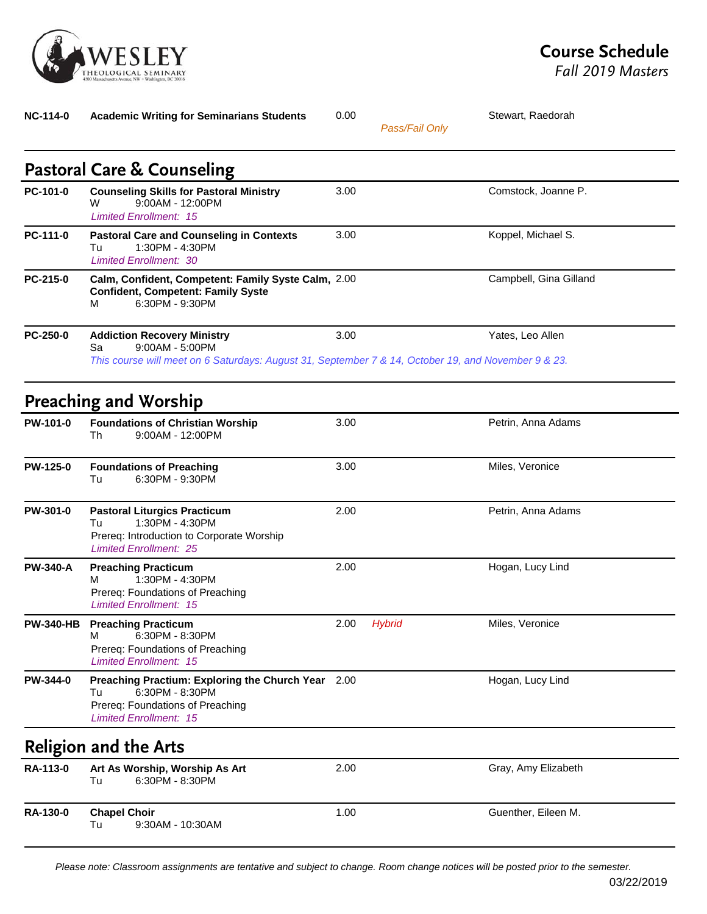Course Schedule
*Fall 2019 Masters*

| Course | Title | Credits | Format | Instructor |
|---|---|---|---|---|
| NC-114-0 | **Academic Writing for Seminarians Students** | 0.00 | *Pass/Fail Only* | Stewart, Raedorah |

## Pastoral Care & Counseling

| Course | Title | Credits | Format | Instructor |
|---|---|---|---|---|
| PC-101-0 | **Counseling Skills for Pastoral Ministry**<br>W 9:00AM - 12:00PM<br>*Limited Enrollment: 15* | 3.00 | | Comstock, Joanne P. |
| PC-111-0 | **Pastoral Care and Counseling in Contexts**<br>Tu 1:30PM - 4:30PM<br>*Limited Enrollment: 30* | 3.00 | | Koppel, Michael S. |
| PC-215-0 | **Calm, Confident, Competent: Family Syste Calm, Confident, Competent: Family Syste**<br>M 6:30PM - 9:30PM | 2.00 | | Campbell, Gina Gilland |
| PC-250-0 | **Addiction Recovery Ministry**<br>Sa 9:00AM - 5:00PM<br>*This course will meet on 6 Saturdays: August 31, September 7 & 14, October 19, and November 9 & 23.* | 3.00 | | Yates, Leo Allen |

## Preaching and Worship

| Course | Title | Credits | Format | Instructor |
|---|---|---|---|---|
| PW-101-0 | **Foundations of Christian Worship**<br>Th 9:00AM - 12:00PM | 3.00 | | Petrin, Anna Adams |
| PW-125-0 | **Foundations of Preaching**<br>Tu 6:30PM - 9:30PM | 3.00 | | Miles, Veronice |
| PW-301-0 | **Pastoral Liturgics Practicum**<br>Tu 1:30PM - 4:30PM<br>Prereq: Introduction to Corporate Worship<br>*Limited Enrollment: 25* | 2.00 | | Petrin, Anna Adams |
| PW-340-A | **Preaching Practicum**<br>M 1:30PM - 4:30PM<br>Prereq: Foundations of Preaching<br>*Limited Enrollment: 15* | 2.00 | | Hogan, Lucy Lind |
| PW-340-HB | **Preaching Practicum**<br>M 6:30PM - 8:30PM<br>Prereq: Foundations of Preaching<br>*Limited Enrollment: 15* | 2.00 | *Hybrid* | Miles, Veronice |
| PW-344-0 | **Preaching Practium: Exploring the Church Year**<br>Tu 6:30PM - 8:30PM<br>Prereq: Foundations of Preaching<br>*Limited Enrollment: 15* | 2.00 | | Hogan, Lucy Lind |

## Religion and the Arts

| Course | Title | Credits | Format | Instructor |
|---|---|---|---|---|
| RA-113-0 | **Art As Worship, Worship As Art**<br>Tu 6:30PM - 8:30PM | 2.00 | | Gray, Amy Elizabeth |
| RA-130-0 | **Chapel Choir**<br>Tu 9:30AM - 10:30AM | 1.00 | | Guenther, Eileen M. |

*Please note: Classroom assignments are tentative and subject to change. Room change notices will be posted prior to the semester.*

03/22/2019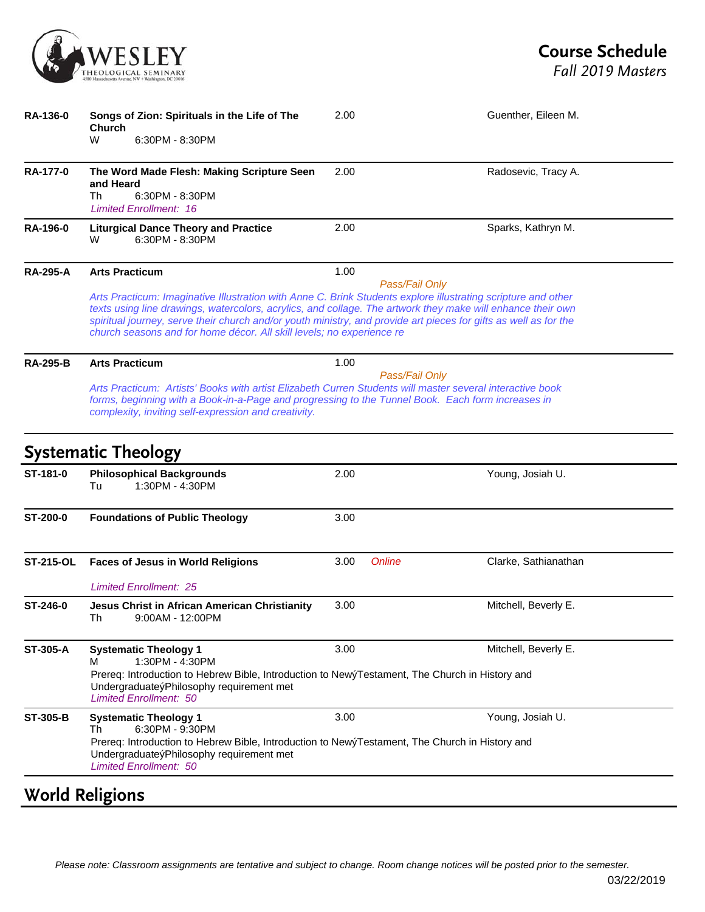**RA-136-0** **Songs of Zion: Spirituals in the Life of The Church** 2.00 Guenther, Eileen M.
W 6:30PM - 8:30PM

---

**RA-177-0** **The Word Made Flesh: Making Scripture Seen and Heard** 2.00 Radosevic, Tracy A.
Th 6:30PM - 8:30PM
*Limited Enrollment: 16*

---

**RA-196-0** **Liturgical Dance Theory and Practice** 2.00 Sparks, Kathryn M.
W 6:30PM - 8:30PM

---

**RA-295-A** **Arts Practicum** 1.00
*Pass/Fail Only*

*Arts Practicum: Imaginative Illustration with Anne C. Brink Students explore illustrating scripture and other texts using line drawings, watercolors, acrylics, and collage. The artwork they make will enhance their own spiritual journey, serve their church and/or youth ministry, and provide art pieces for gifts as well as for the church seasons and for home décor. All skill levels; no experience re*

---

**RA-295-B** **Arts Practicum** 1.00
*Pass/Fail Only*

*Arts Practicum: Artists' Books with artist Elizabeth Curren Students will master several interactive book forms, beginning with a Book-in-a-Page and progressing to the Tunnel Book. Each form increases in complexity, inviting self-expression and creativity.*

---

## Systematic Theology

**ST-181-0** **Philosophical Backgrounds** 2.00 Young, Josiah U.
Tu 1:30PM - 4:30PM

---

**ST-200-0** **Foundations of Public Theology** 3.00

---

**ST-215-OL** **Faces of Jesus in World Religions** 3.00 *Online* Clarke, Sathianathan

*Limited Enrollment: 25*

---

**ST-246-0** **Jesus Christ in African American Christianity** 3.00 Mitchell, Beverly E.
Th 9:00AM - 12:00PM

---

**ST-305-A** **Systematic Theology 1** 3.00 Mitchell, Beverly E.
M 1:30PM - 4:30PM
Prereq: Introduction to Hebrew Bible, Introduction to NewýTestament, The Church in History and UndergraduateýPhilosophy requirement met
*Limited Enrollment: 50*

---

**ST-305-B** **Systematic Theology 1** 3.00 Young, Josiah U.
Th 6:30PM - 9:30PM
Prereq: Introduction to Hebrew Bible, Introduction to NewýTestament, The Church in History and UndergraduateýPhilosophy requirement met
*Limited Enrollment: 50*

---

## World Religions

*Please note: Classroom assignments are tentative and subject to change. Room change notices will be posted prior to the semester.*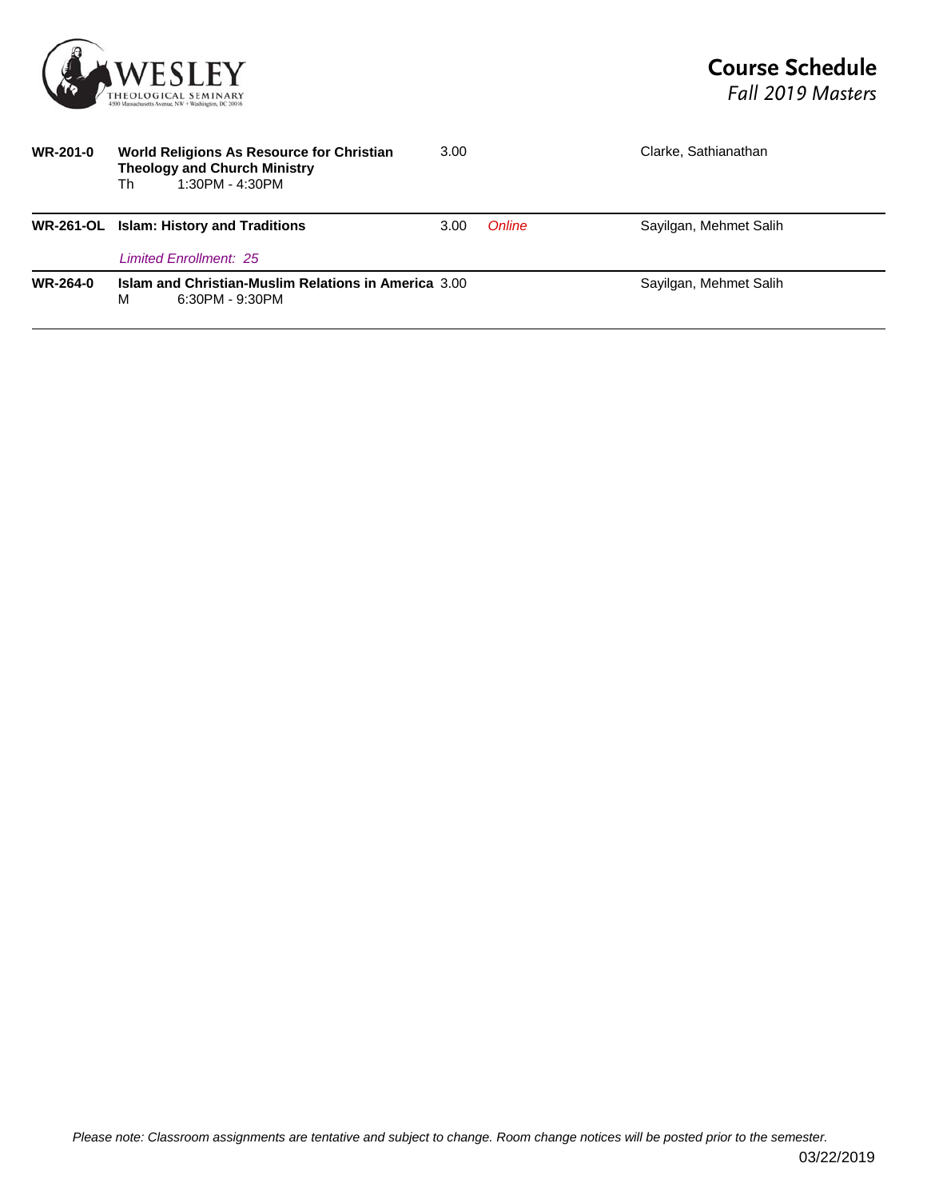| | | | | |
|---|---|---|---|---|
| **WR-201-0** | **World Religions As Resource for Christian Theology and Church Ministry**<br>Th 1:30PM - 4:30PM | 3.00 | | Clarke, Sathianathan |
| **WR-261-OL** | **Islam: History and Traditions**<br>*Limited Enrollment: 25* | 3.00 | *Online* | Sayilgan, Mehmet Salih |
| **WR-264-0** | **Islam and Christian-Muslim Relations in America**<br>M 6:30PM - 9:30PM | 3.00 | | Sayilgan, Mehmet Salih |

*Please note: Classroom assignments are tentative and subject to change. Room change notices will be posted prior to the semester.*